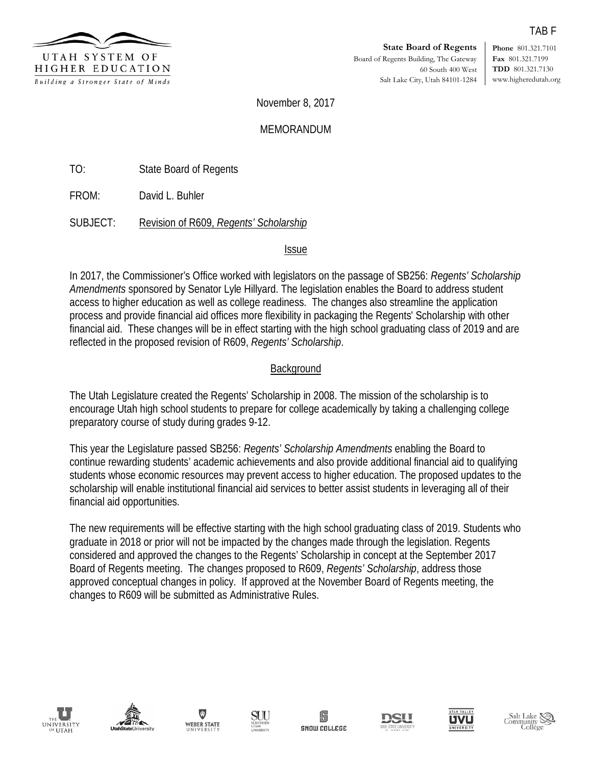TAB F

UTAH SYSTEM OF HIGHER EDUCATION
*Building a Stronger State of Minds*

**State Board of Regents**
Board of Regents Building, The Gateway
60 South 400 West
Salt Lake City, Utah 84101-1284

**Phone** 801.321.7101
**Fax** 801.321.7199
**TDD** 801.321.7130
www.higheredutah.org

November 8, 2017

MEMORANDUM

TO: State Board of Regents

FROM: David L. Buhler

SUBJECT: Revision of R609, *Regents' Scholarship*

## Issue

In 2017, the Commissioner's Office worked with legislators on the passage of SB256: *Regents' Scholarship Amendments* sponsored by Senator Lyle Hillyard. The legislation enables the Board to address student access to higher education as well as college readiness. The changes also streamline the application process and provide financial aid offices more flexibility in packaging the Regents' Scholarship with other financial aid. These changes will be in effect starting with the high school graduating class of 2019 and are reflected in the proposed revision of R609, *Regents' Scholarship*.

## Background

The Utah Legislature created the Regents' Scholarship in 2008. The mission of the scholarship is to encourage Utah high school students to prepare for college academically by taking a challenging college preparatory course of study during grades 9-12.

This year the Legislature passed SB256: *Regents' Scholarship Amendments* enabling the Board to continue rewarding students' academic achievements and also provide additional financial aid to qualifying students whose economic resources may prevent access to higher education. The proposed updates to the scholarship will enable institutional financial aid services to better assist students in leveraging all of their financial aid opportunities.

The new requirements will be effective starting with the high school graduating class of 2019. Students who graduate in 2018 or prior will not be impacted by the changes made through the legislation. Regents considered and approved the changes to the Regents' Scholarship in concept at the September 2017 Board of Regents meeting. The changes proposed to R609, *Regents' Scholarship*, address those approved conceptual changes in policy. If approved at the November Board of Regents meeting, the changes to R609 will be submitted as Administrative Rules.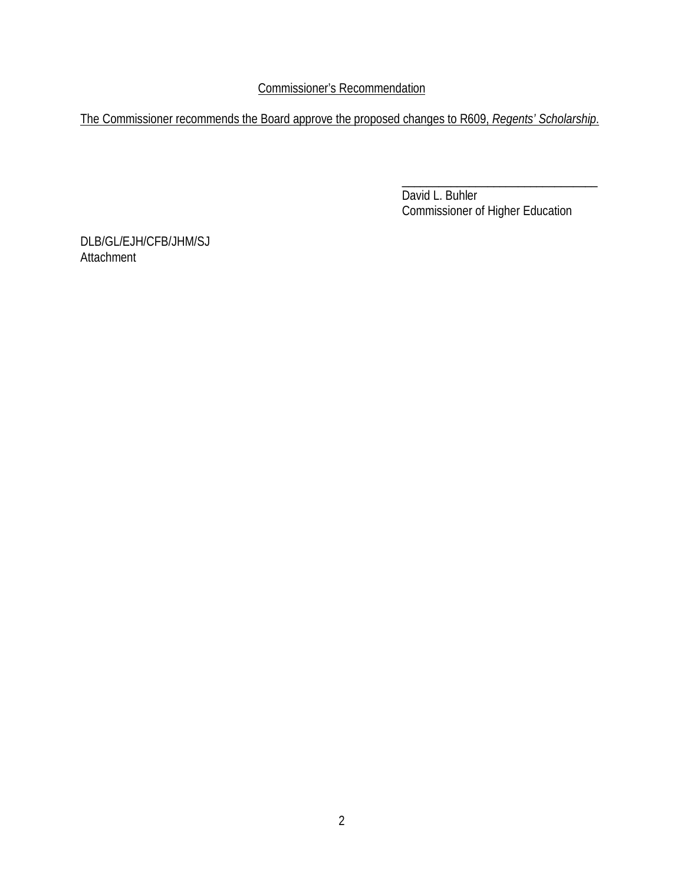<u>Commissioner's Recommendation</u>

<u>The Commissioner recommends the Board approve the proposed changes to R609, *Regents' Scholarship*.</u>

\_\_\_\_\_\_\_\_\_\_\_\_\_\_\_\_\_\_\_\_\_\_\_\_\_\_\_\_\_\_\_\_

David L. Buhler
Commissioner of Higher Education

DLB/GL/EJH/CFB/JHM/SJ
Attachment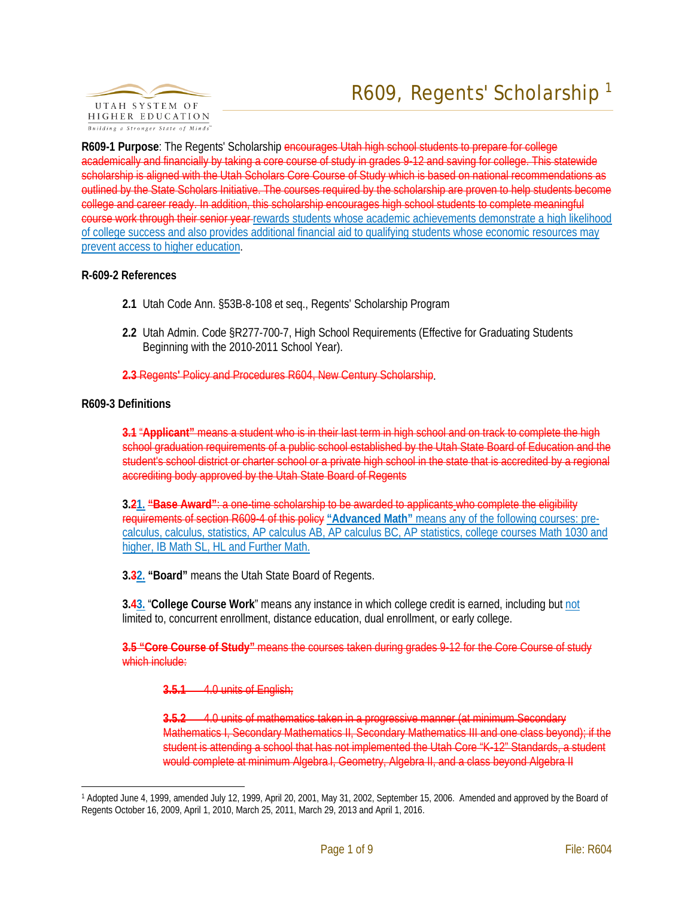# R609, Regents' Scholership[1]

**R609-1 Purpose**: The Regents' Scholarship ~~encourages Utah high school students to prepare for college academically and financially by taking a core course of study in grades 9-12 and saving for college. This statewide scholarship is aligned with the Utah Scholars Core Course of Study which is based on national recommendations as outlined by the State Scholars Initiative. The courses required by the scholarship are proven to help students become college and career ready. In addition, this scholarship encourages high school students to complete meaningful course work through their senior year~~ rewards students whose academic achievements demonstrate a high likelihood of college success and also provides additional financial aid to qualifying students whose economic resources may prevent access to higher education.

**R-609-2 References**

**2.1** Utah Code Ann. §53B-8-108 et seq., Regents' Scholarship Program

**2.2** Utah Admin. Code §R277-700-7, High School Requirements (Effective for Graduating Students Beginning with the 2010-2011 School Year).

~~**2.3** Regents' Policy and Procedures R604, New Century Scholarship~~.

**R609-3 Definitions**

~~**3.1** "**Applicant**" means a student who is in their last term in high school and on track to complete the high school graduation requirements of a public school established by the Utah State Board of Education and the student's school district or charter school or a private high school in the state that is accredited by a regional accrediting body approved by the Utah State Board of Regents~~

**3.~~2~~1.** ~~**"Base Award"**: a one-time scholarship to be awarded to applicants who complete the eligibility requirements of section R609-4 of this policy~~ **"Advanced Math"** means any of the following courses: pre-calculus, calculus, statistics, AP calculus AB, AP calculus BC, AP statistics, college courses Math 1030 and higher, IB Math SL, HL and Further Math.

**3.~~3~~2.** **"Board"** means the Utah State Board of Regents.

**3.~~4~~3.** "**College Course Work**" means any instance in which college credit is earned, including but not limited to, concurrent enrollment, distance education, dual enrollment, or early college.

~~**3.5 "Core Course of Study"** means the courses taken during grades 9-12 for the Core Course of study which include:~~

~~**3.5.1** 4.0 units of English;~~

~~**3.5.2** 4.0 units of mathematics taken in a progressive manner (at minimum Secondary Mathematics I, Secondary Mathematics II, Secondary Mathematics III and one class beyond); if the student is attending a school that has not implemented the Utah Core "K-12" Standards, a student would complete at minimum Algebra I, Geometry, Algebra II, and a class beyond Algebra II~~

---

[1] Adopted June 4, 1999, amended July 12, 1999, April 20, 2001, May 31, 2002, September 15, 2006. Amended and approved by the Board of Regents October 16, 2009, April 1, 2010, March 25, 2011, March 29, 2013 and April 1, 2016.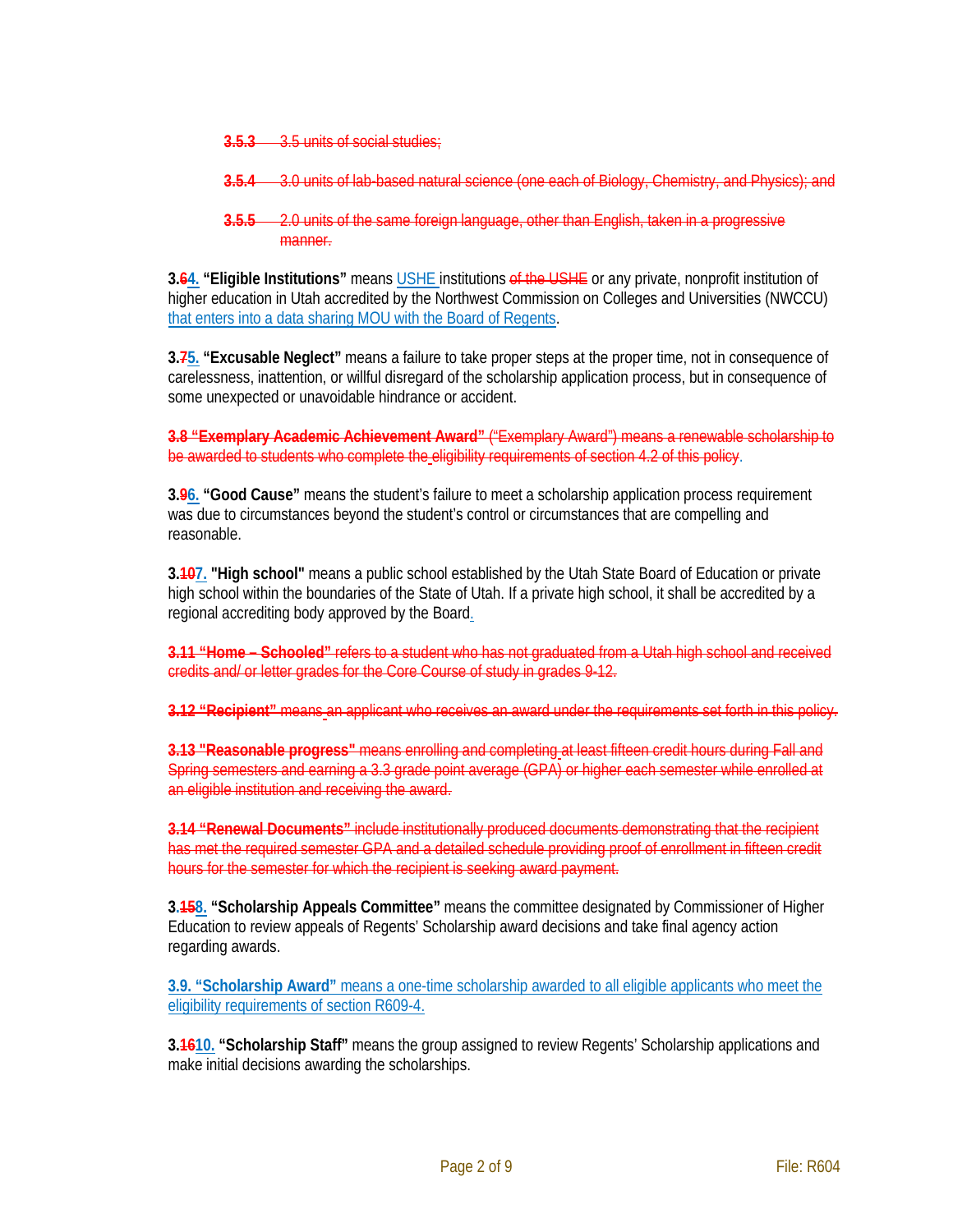~~**3.5.3** 3.5 units of social studies;~~

~~**3.5.4** 3.0 units of lab-based natural science (one each of Biology, Chemistry, and Physics); and~~

~~**3.5.5** 2.0 units of the same foreign language, other than English, taken in a progressive manner.~~

**3.~~6~~4. "Eligible Institutions"** means USHE institutions ~~of the USHE~~ or any private, nonprofit institution of higher education in Utah accredited by the Northwest Commission on Colleges and Universities (NWCCU) that enters into a data sharing MOU with the Board of Regents.

**3.~~7~~5. "Excusable Neglect"** means a failure to take proper steps at the proper time, not in consequence of carelessness, inattention, or willful disregard of the scholarship application process, but in consequence of some unexpected or unavoidable hindrance or accident.

~~**3.8 "Exemplary Academic Achievement Award"** ("Exemplary Award") means a renewable scholarship to be awarded to students who complete the eligibility requirements of section 4.2 of this policy.~~

**3.~~9~~6. "Good Cause"** means the student's failure to meet a scholarship application process requirement was due to circumstances beyond the student's control or circumstances that are compelling and reasonable.

**3.~~10~~7. "High school"** means a public school established by the Utah State Board of Education or private high school within the boundaries of the State of Utah. If a private high school, it shall be accredited by a regional accrediting body approved by the Board.

~~**3.11 "Home – Schooled"** refers to a student who has not graduated from a Utah high school and received credits and/ or letter grades for the Core Course of study in grades 9-12.~~

~~**3.12 "Recipient"** means an applicant who receives an award under the requirements set forth in this policy.~~

~~**3.13 "Reasonable progress"** means enrolling and completing at least fifteen credit hours during Fall and Spring semesters and earning a 3.3 grade point average (GPA) or higher each semester while enrolled at an eligible institution and receiving the award.~~

~~**3.14 "Renewal Documents"** include institutionally produced documents demonstrating that the recipient has met the required semester GPA and a detailed schedule providing proof of enrollment in fifteen credit hours for the semester for which the recipient is seeking award payment.~~

**3.~~15~~8. "Scholarship Appeals Committee"** means the committee designated by Commissioner of Higher Education to review appeals of Regents' Scholarship award decisions and take final agency action regarding awards.

**3.9. "Scholarship Award"** means a one-time scholarship awarded to all eligible applicants who meet the eligibility requirements of section R609-4.

**3.~~16~~10. "Scholarship Staff"** means the group assigned to review Regents' Scholarship applications and make initial decisions awarding the scholarships.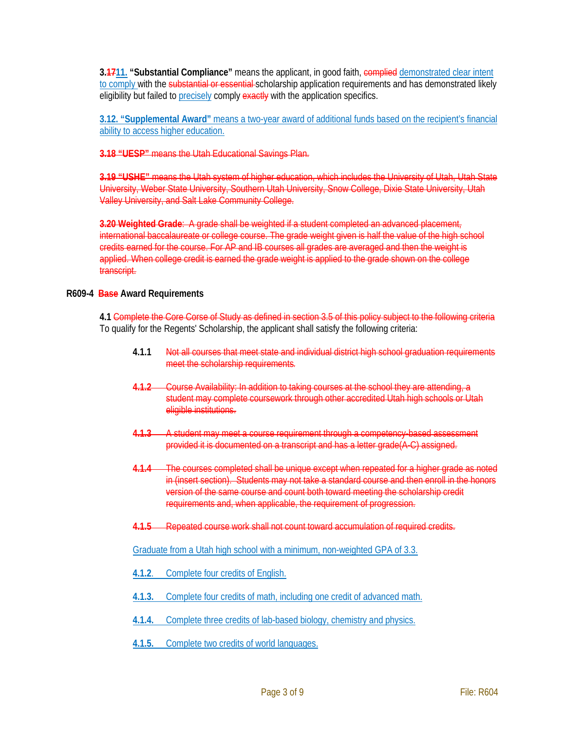3.~~17~~11. **"Substantial Compliance"** means the applicant, in good faith, ~~complied~~ demonstrated clear intent to comply with the ~~substantial or essential~~ scholarship application requirements and has demonstrated likely eligibility but failed to precisely comply ~~exactly~~ with the application specifics.

**3.12. "Supplemental Award"** means a two-year award of additional funds based on the recipient's financial ability to access higher education.

~~**3.18 "UESP"** means the Utah Educational Savings Plan.~~

~~**3.19 "USHE"** means the Utah system of higher education, which includes the University of Utah, Utah State University, Weber State University, Southern Utah University, Snow College, Dixie State University, Utah Valley University, and Salt Lake Community College.~~

~~**3.20 Weighted Grade**: A grade shall be weighted if a student completed an advanced placement, international baccalaureate or college course. The grade weight given is half the value of the high school credits earned for the course. For AP and IB courses all grades are averaged and then the weight is applied. When college credit is earned the grade weight is applied to the grade shown on the college transcript.~~

## R609-4 ~~Base~~ Award Requirements

**4.1** ~~Complete the Core Corse of Study as defined in section 3.5 of this policy subject to the following criteria~~ To qualify for the Regents' Scholarship, the applicant shall satisfy the following criteria:

**4.1.1** ~~Not all courses that meet state and individual district high school graduation requirements meet the scholarship requirements.~~

~~**4.1.2** Course Availability: In addition to taking courses at the school they are attending, a student may complete coursework through other accredited Utah high schools or Utah eligible institutions.~~

~~**4.1.3** A student may meet a course requirement through a competency-based assessment provided it is documented on a transcript and has a letter grade(A-C) assigned.~~

~~**4.1.4** The courses completed shall be unique except when repeated for a higher grade as noted in (insert section). Students may not take a standard course and then enroll in the honors version of the same course and count both toward meeting the scholarship credit requirements and, when applicable, the requirement of progression.~~

~~**4.1.5** Repeated course work shall not count toward accumulation of required credits.~~

Graduate from a Utah high school with a minimum, non-weighted GPA of 3.3.

**4.1.2.** Complete four credits of English.

**4.1.3.** Complete four credits of math, including one credit of advanced math.

**4.1.4.** Complete three credits of lab-based biology, chemistry and physics.

**4.1.5.** Complete two credits of world languages.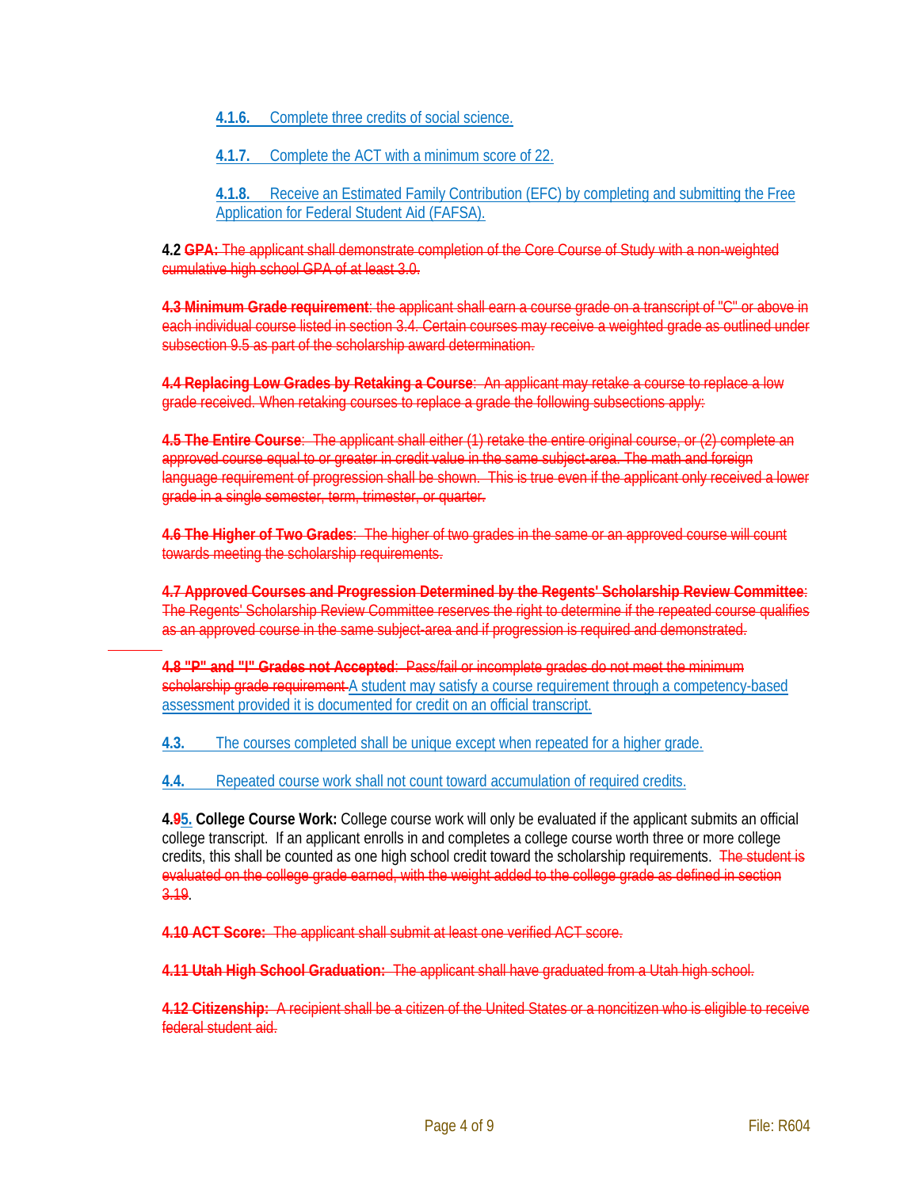4.1.6. Complete three credits of social science.

4.1.7. Complete the ACT with a minimum score of 22.

4.1.8. Receive an Estimated Family Contribution (EFC) by completing and submitting the Free Application for Federal Student Aid (FAFSA).

**4.2** ~~**GPA:** The applicant shall demonstrate completion of the Core Course of Study with a non-weighted cumulative high school GPA of at least 3.0.~~

~~**4.3 Minimum Grade requirement**: the applicant shall earn a course grade on a transcript of "C" or above in each individual course listed in section 3.4. Certain courses may receive a weighted grade as outlined under subsection 9.5 as part of the scholarship award determination.~~

~~**4.4 Replacing Low Grades by Retaking a Course**: An applicant may retake a course to replace a low grade received. When retaking courses to replace a grade the following subsections apply:~~

~~**4.5 The Entire Course**: The applicant shall either (1) retake the entire original course, or (2) complete an approved course equal to or greater in credit value in the same subject-area. The math and foreign language requirement of progression shall be shown. This is true even if the applicant only received a lower grade in a single semester, term, trimester, or quarter.~~

~~**4.6 The Higher of Two Grades**: The higher of two grades in the same or an approved course will count towards meeting the scholarship requirements.~~

~~**4.7 Approved Courses and Progression Determined by the Regents' Scholarship Review Committee**: The Regents' Scholarship Review Committee reserves the right to determine if the repeated course qualifies as an approved course in the same subject-area and if progression is required and demonstrated.~~

~~**4.8 "P" and "I" Grades not Accepted**: Pass/fail or incomplete grades do not meet the minimum scholarship grade requirement.~~ A student may satisfy a course requirement through a competency-based assessment provided it is documented for credit on an official transcript.

4.3. The courses completed shall be unique except when repeated for a higher grade.

4.4. Repeated course work shall not count toward accumulation of required credits.

**4.~~9~~5. College Course Work:** College course work will only be evaluated if the applicant submits an official college transcript. If an applicant enrolls in and completes a college course worth three or more college credits, this shall be counted as one high school credit toward the scholarship requirements. ~~The student is evaluated on the college grade earned, with the weight added to the college grade as defined in section 3.19~~.

~~**4.10 ACT Score:** The applicant shall submit at least one verified ACT score.~~

~~**4.11 Utah High School Graduation:** The applicant shall have graduated from a Utah high school.~~

~~**4.12 Citizenship:** A recipient shall be a citizen of the United States or a noncitizen who is eligible to receive federal student aid.~~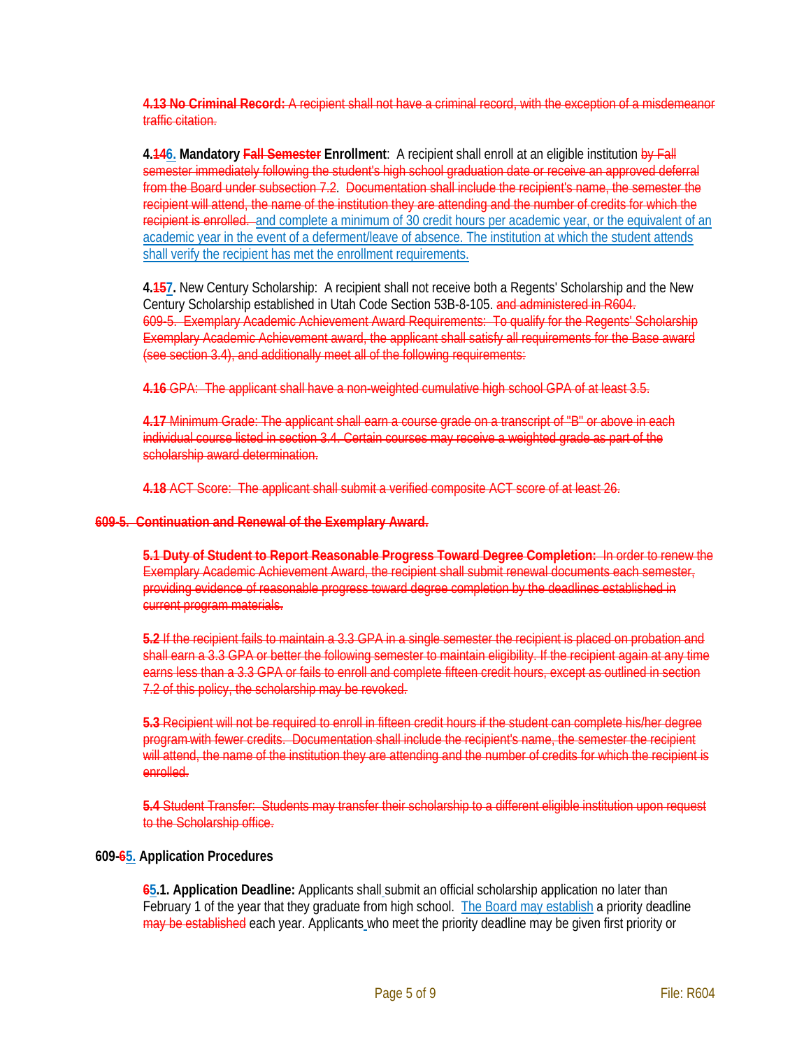~~**4.13 No Criminal Record:** A recipient shall not have a criminal record, with the exception of a misdemeanor traffic citation.~~

**4.~~14~~6. Mandatory ~~Fall Semester~~ Enrollment**: A recipient shall enroll at an eligible institution ~~by Fall semester immediately following the student's high school graduation date or receive an approved deferral from the Board under subsection 7.2. Documentation shall include the recipient's name, the semester the recipient will attend, the name of the institution they are attending and the number of credits for which the recipient is enrolled.~~ <u>and complete a minimum of 30 credit hours per academic year, or the equivalent of an academic year in the event of a deferment/leave of absence. The institution at which the student attends shall verify the recipient has met the enrollment requirements.</u>

**4.~~15~~7.** New Century Scholarship: A recipient shall not receive both a Regents' Scholarship and the New Century Scholarship established in Utah Code Section 53B-8-105. ~~and administered in R604.~~

~~609-5. Exemplary Academic Achievement Award Requirements: To qualify for the Regents' Scholarship Exemplary Academic Achievement award, the applicant shall satisfy all requirements for the Base award (see section 3.4), and additionally meet all of the following requirements:~~

~~**4.16** GPA: The applicant shall have a non-weighted cumulative high school GPA of at least 3.5.~~

~~**4.17** Minimum Grade: The applicant shall earn a course grade on a transcript of "B" or above in each individual course listed in section 3.4. Certain courses may receive a weighted grade as part of the scholarship award determination.~~

~~**4.18** ACT Score: The applicant shall submit a verified composite ACT score of at least 26.~~

~~**609-5. Continuation and Renewal of the Exemplary Award.**~~

~~**5.1 Duty of Student to Report Reasonable Progress Toward Degree Completion:** In order to renew the Exemplary Academic Achievement Award, the recipient shall submit renewal documents each semester, providing evidence of reasonable progress toward degree completion by the deadlines established in current program materials.~~

~~**5.2** If the recipient fails to maintain a 3.3 GPA in a single semester the recipient is placed on probation and shall earn a 3.3 GPA or better the following semester to maintain eligibility. If the recipient again at any time earns less than a 3.3 GPA or fails to enroll and complete fifteen credit hours, except as outlined in section 7.2 of this policy, the scholarship may be revoked.~~

~~**5.3** Recipient will not be required to enroll in fifteen credit hours if the student can complete his/her degree program with fewer credits. Documentation shall include the recipient's name, the semester the recipient will attend, the name of the institution they are attending and the number of credits for which the recipient is enrolled.~~

~~**5.4** Student Transfer: Students may transfer their scholarship to a different eligible institution upon request to the Scholarship office.~~

**609-~~6~~5. Application Procedures**

**~~6~~5.1. Application Deadline:** Applicants shall submit an official scholarship application no later than February 1 of the year that they graduate from high school. <u>The Board may establish</u> a priority deadline ~~may be established~~ each year. Applicants who meet the priority deadline may be given first priority or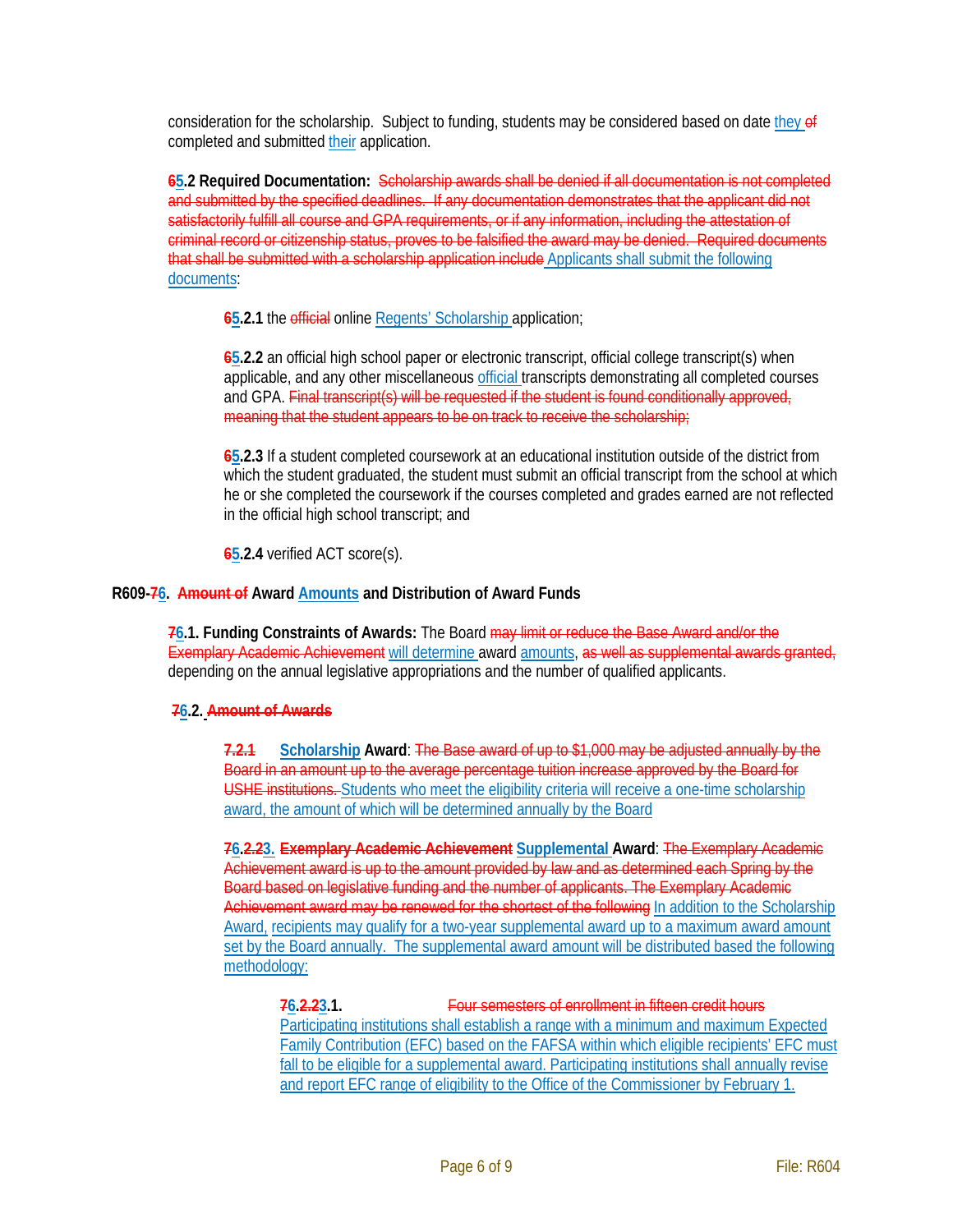consideration for the scholarship. Subject to funding, students may be considered based on date they ~~of~~ completed and submitted their application.

**~~6~~5.2 Required Documentation:** ~~Scholarship awards shall be denied if all documentation is not completed and submitted by the specified deadlines. If any documentation demonstrates that the applicant did not satisfactorily fulfill all course and GPA requirements, or if any information, including the attestation of criminal record or citizenship status, proves to be falsified the award may be denied. Required documents that shall be submitted with a scholarship application include~~ Applicants shall submit the following documents:

> **~~6~~5.2.1** the ~~official~~ online Regents' Scholarship application;
>
> **~~6~~5.2.2** an official high school paper or electronic transcript, official college transcript(s) when applicable, and any other miscellaneous official transcripts demonstrating all completed courses and GPA. ~~Final transcript(s) will be requested if the student is found conditionally approved, meaning that the student appears to be on track to receive the scholarship;~~
>
> **~~6~~5.2.3** If a student completed coursework at an educational institution outside of the district from which the student graduated, the student must submit an official transcript from the school at which he or she completed the coursework if the courses completed and grades earned are not reflected in the official high school transcript; and
>
> **~~6~~5.2.4** verified ACT score(s).

**R609-~~7~~6. ~~Amount of~~ Award Amounts and Distribution of Award Funds**

**~~7~~6.1. Funding Constraints of Awards:** The Board ~~may limit or reduce the Base Award and/or the Exemplary Academic Achievement~~ will determine award amounts, ~~as well as supplemental awards granted,~~ depending on the annual legislative appropriations and the number of qualified applicants.

**~~7~~6.2. ~~Amount of Awards~~**

> **~~7.2.1~~ Scholarship Award**: ~~The Base award of up to $1,000 may be adjusted annually by the Board in an amount up to the average percentage tuition increase approved by the Board for USHE institutions.~~ Students who meet the eligibility criteria will receive a one-time scholarship award, the amount of which will be determined annually by the Board
>
> **~~7~~6.~~2.2~~3. ~~Exemplary Academic Achievement~~ Supplemental Award**: ~~The Exemplary Academic Achievement award is up to the amount provided by law and as determined each Spring by the Board based on legislative funding and the number of applicants. The Exemplary Academic Achievement award may be renewed for the shortest of the following~~ In addition to the Scholarship Award, recipients may qualify for a two-year supplemental award up to a maximum award amount set by the Board annually. The supplemental award amount will be distributed based the following methodology:
>
>> **~~7~~6.~~2.2~~3.1.** ~~Four semesters of enrollment in fifteen credit hours~~ Participating institutions shall establish a range with a minimum and maximum Expected Family Contribution (EFC) based on the FAFSA within which eligible recipients' EFC must fall to be eligible for a supplemental award. Participating institutions shall annually revise and report EFC range of eligibility to the Office of the Commissioner by February 1.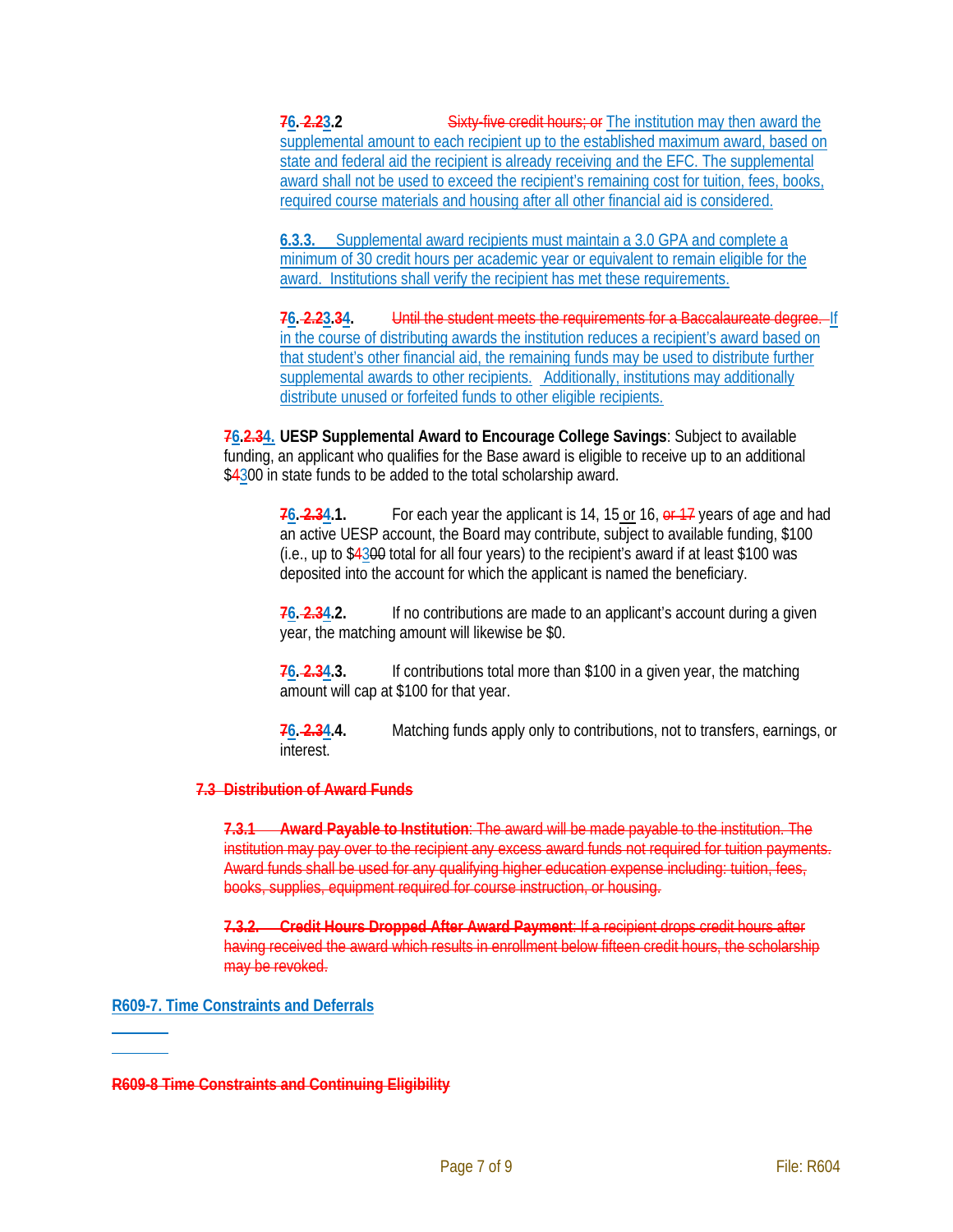**76. 2.23.2** Sixty-five credit hours; or The institution may then award the supplemental amount to each recipient up to the established maximum award, based on state and federal aid the recipient is already receiving and the EFC. The supplemental award shall not be used to exceed the recipient's remaining cost for tuition, fees, books, required course materials and housing after all other financial aid is considered.

**6.3.3.** Supplemental award recipients must maintain a 3.0 GPA and complete a minimum of 30 credit hours per academic year or equivalent to remain eligible for the award. Institutions shall verify the recipient has met these requirements.

**76. 2.23.34.** Until the student meets the requirements for a Baccalaureate degree. If in the course of distributing awards the institution reduces a recipient's award based on that student's other financial aid, the remaining funds may be used to distribute further supplemental awards to other recipients. Additionally, institutions may additionally distribute unused or forfeited funds to other eligible recipients.

**76.2.34. UESP Supplemental Award to Encourage College Savings**: Subject to available funding, an applicant who qualifies for the Base award is eligible to receive up to an additional $4300 in state funds to be added to the total scholarship award.

**76. 2.34.1.** For each year the applicant is 14, 15 or 16, or 17 years of age and had an active UESP account, the Board may contribute, subject to available funding, $100 (i.e., up to $4300 total for all four years) to the recipient's award if at least $100 was deposited into the account for which the applicant is named the beneficiary.

**76. 2.34.2.** If no contributions are made to an applicant's account during a given year, the matching amount will likewise be $0.

**76. 2.34.3.** If contributions total more than $100 in a given year, the matching amount will cap at $100 for that year.

**76. 2.34.4.** Matching funds apply only to contributions, not to transfers, earnings, or interest.

**7.3 Distribution of Award Funds**

**7.3.1 Award Payable to Institution**: The award will be made payable to the institution. The institution may pay over to the recipient any excess award funds not required for tuition payments. Award funds shall be used for any qualifying higher education expense including: tuition, fees, books, supplies, equipment required for course instruction, or housing.

**7.3.2. Credit Hours Dropped After Award Payment**: If a recipient drops credit hours after having received the award which results in enrollment below fifteen credit hours, the scholarship may be revoked.

## R609-7. Time Constraints and Deferrals

## R609-8 Time Constraints and Continuing Eligibility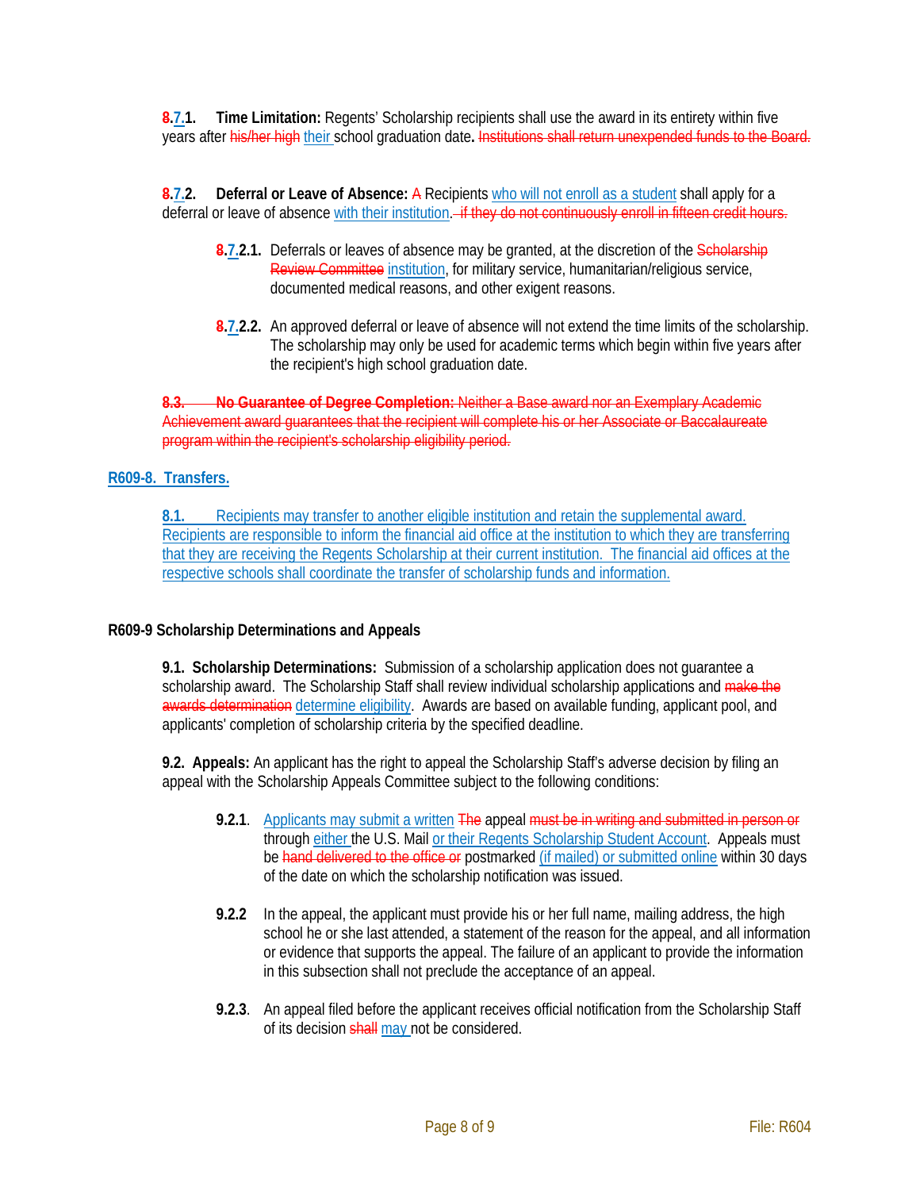**8.7.1. Time Limitation:** Regents' Scholarship recipients shall use the award in its entirety within five years after ~~his/her high~~ their school graduation date**.** ~~Institutions shall return unexpended funds to the Board.~~

**8.7.2. Deferral or Leave of Absence:** ~~A~~ Recipients who will not enroll as a student shall apply for a deferral or leave of absence with their institution. ~~if they do not continuously enroll in fifteen credit hours.~~

> **8.7.2.1.** Deferrals or leaves of absence may be granted, at the discretion of the ~~Scholarship Review Committee~~ institution, for military service, humanitarian/religious service, documented medical reasons, and other exigent reasons.
>
> **8.7.2.2.** An approved deferral or leave of absence will not extend the time limits of the scholarship. The scholarship may only be used for academic terms which begin within five years after the recipient's high school graduation date.

~~**8.3. No Guarantee of Degree Completion:** Neither a Base award nor an Exemplary Academic Achievement award guarantees that the recipient will complete his or her Associate or Baccalaureate program within the recipient's scholarship eligibility period.~~

## R609-8. Transfers.

**8.1.** Recipients may transfer to another eligible institution and retain the supplemental award. Recipients are responsible to inform the financial aid office at the institution to which they are transferring that they are receiving the Regents Scholarship at their current institution. The financial aid offices at the respective schools shall coordinate the transfer of scholarship funds and information.

## R609-9 Scholarship Determinations and Appeals

**9.1. Scholarship Determinations:** Submission of a scholarship application does not guarantee a scholarship award. The Scholarship Staff shall review individual scholarship applications and ~~make the awards determination~~ determine eligibility. Awards are based on available funding, applicant pool, and applicants' completion of scholarship criteria by the specified deadline.

**9.2. Appeals:** An applicant has the right to appeal the Scholarship Staff's adverse decision by filing an appeal with the Scholarship Appeals Committee subject to the following conditions:

> **9.2.1**. Applicants may submit a written ~~The~~ appeal ~~must be in writing and submitted in person or~~ through either the U.S. Mail or their Regents Scholarship Student Account. Appeals must be ~~hand delivered to the office or~~ postmarked (if mailed) or submitted online within 30 days of the date on which the scholarship notification was issued.
>
> **9.2.2** In the appeal, the applicant must provide his or her full name, mailing address, the high school he or she last attended, a statement of the reason for the appeal, and all information or evidence that supports the appeal. The failure of an applicant to provide the information in this subsection shall not preclude the acceptance of an appeal.
>
> **9.2.3**. An appeal filed before the applicant receives official notification from the Scholarship Staff of its decision ~~shall~~ may not be considered.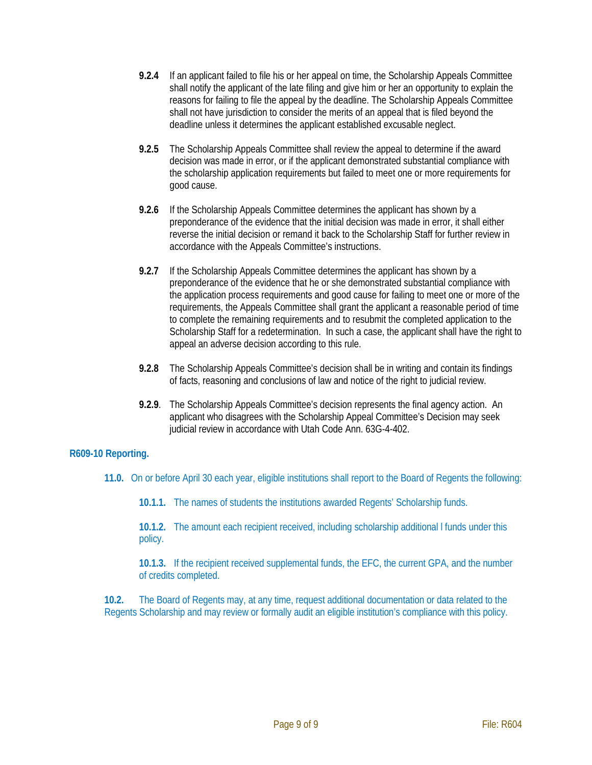**9.2.4** If an applicant failed to file his or her appeal on time, the Scholarship Appeals Committee shall notify the applicant of the late filing and give him or her an opportunity to explain the reasons for failing to file the appeal by the deadline. The Scholarship Appeals Committee shall not have jurisdiction to consider the merits of an appeal that is filed beyond the deadline unless it determines the applicant established excusable neglect.

**9.2.5** The Scholarship Appeals Committee shall review the appeal to determine if the award decision was made in error, or if the applicant demonstrated substantial compliance with the scholarship application requirements but failed to meet one or more requirements for good cause.

**9.2.6** If the Scholarship Appeals Committee determines the applicant has shown by a preponderance of the evidence that the initial decision was made in error, it shall either reverse the initial decision or remand it back to the Scholarship Staff for further review in accordance with the Appeals Committee's instructions.

**9.2.7** If the Scholarship Appeals Committee determines the applicant has shown by a preponderance of the evidence that he or she demonstrated substantial compliance with the application process requirements and good cause for failing to meet one or more of the requirements, the Appeals Committee shall grant the applicant a reasonable period of time to complete the remaining requirements and to resubmit the completed application to the Scholarship Staff for a redetermination. In such a case, the applicant shall have the right to appeal an adverse decision according to this rule.

**9.2.8** The Scholarship Appeals Committee's decision shall be in writing and contain its findings of facts, reasoning and conclusions of law and notice of the right to judicial review.

**9.2.9**. The Scholarship Appeals Committee's decision represents the final agency action. An applicant who disagrees with the Scholarship Appeal Committee's Decision may seek judicial review in accordance with Utah Code Ann. 63G-4-402.

## R609-10 Reporting.

**11.0.** On or before April 30 each year, eligible institutions shall report to the Board of Regents the following:

**10.1.1.** The names of students the institutions awarded Regents' Scholarship funds.

**10.1.2.** The amount each recipient received, including scholarship additional l funds under this policy.

**10.1.3.** If the recipient received supplemental funds, the EFC, the current GPA, and the number of credits completed.

**10.2.** The Board of Regents may, at any time, request additional documentation or data related to the Regents Scholarship and may review or formally audit an eligible institution's compliance with this policy.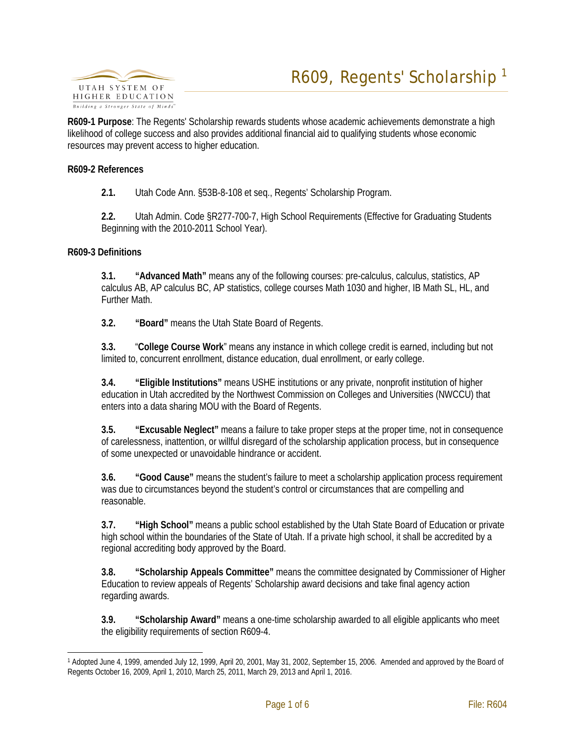# R609, Regents' Scholarship [1]

**R609-1 Purpose**: The Regents' Scholarship rewards students whose academic achievements demonstrate a high likelihood of college success and also provides additional financial aid to qualifying students whose economic resources may prevent access to higher education.

**R609-2 References**

**2.1.** Utah Code Ann. §53B-8-108 et seq., Regents' Scholarship Program.

**2.2.** Utah Admin. Code §R277-700-7, High School Requirements (Effective for Graduating Students Beginning with the 2010-2011 School Year).

**R609-3 Definitions**

**3.1. "Advanced Math"** means any of the following courses: pre-calculus, calculus, statistics, AP calculus AB, AP calculus BC, AP statistics, college courses Math 1030 and higher, IB Math SL, HL, and Further Math.

**3.2. "Board"** means the Utah State Board of Regents.

**3.3.** "**College Course Work**" means any instance in which college credit is earned, including but not limited to, concurrent enrollment, distance education, dual enrollment, or early college.

**3.4. "Eligible Institutions"** means USHE institutions or any private, nonprofit institution of higher education in Utah accredited by the Northwest Commission on Colleges and Universities (NWCCU) that enters into a data sharing MOU with the Board of Regents.

**3.5. "Excusable Neglect"** means a failure to take proper steps at the proper time, not in consequence of carelessness, inattention, or willful disregard of the scholarship application process, but in consequence of some unexpected or unavoidable hindrance or accident.

**3.6. "Good Cause"** means the student's failure to meet a scholarship application process requirement was due to circumstances beyond the student's control or circumstances that are compelling and reasonable.

**3.7. "High School"** means a public school established by the Utah State Board of Education or private high school within the boundaries of the State of Utah. If a private high school, it shall be accredited by a regional accrediting body approved by the Board.

**3.8. "Scholarship Appeals Committee"** means the committee designated by Commissioner of Higher Education to review appeals of Regents' Scholarship award decisions and take final agency action regarding awards.

**3.9. "Scholarship Award"** means a one-time scholarship awarded to all eligible applicants who meet the eligibility requirements of section R609-4.

---

[1] Adopted June 4, 1999, amended July 12, 1999, April 20, 2001, May 31, 2002, September 15, 2006. Amended and approved by the Board of Regents October 16, 2009, April 1, 2010, March 25, 2011, March 29, 2013 and April 1, 2016.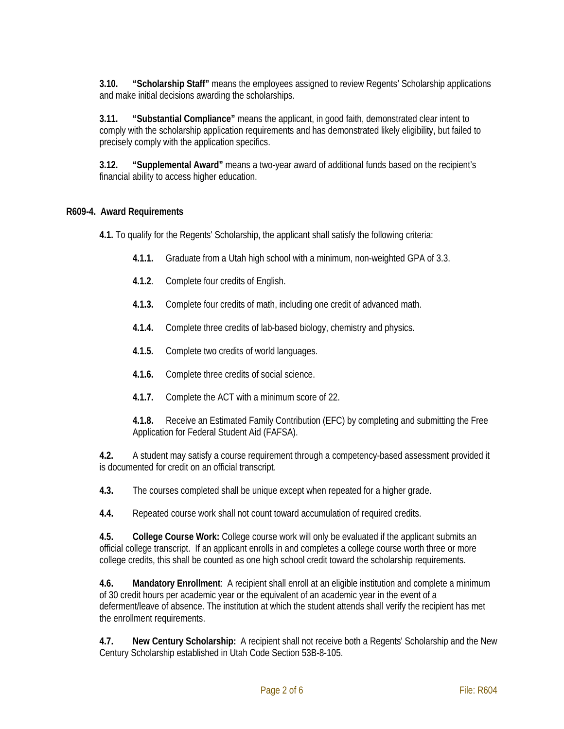**3.10. "Scholarship Staff"** means the employees assigned to review Regents' Scholarship applications and make initial decisions awarding the scholarships.

**3.11. "Substantial Compliance"** means the applicant, in good faith, demonstrated clear intent to comply with the scholarship application requirements and has demonstrated likely eligibility, but failed to precisely comply with the application specifics.

**3.12. "Supplemental Award"** means a two-year award of additional funds based on the recipient's financial ability to access higher education.

## R609-4. Award Requirements

**4.1.** To qualify for the Regents' Scholarship, the applicant shall satisfy the following criteria:

**4.1.1.** Graduate from a Utah high school with a minimum, non-weighted GPA of 3.3.

**4.1.2**. Complete four credits of English.

**4.1.3.** Complete four credits of math, including one credit of advanced math.

**4.1.4.** Complete three credits of lab-based biology, chemistry and physics.

**4.1.5.** Complete two credits of world languages.

**4.1.6.** Complete three credits of social science.

**4.1.7.** Complete the ACT with a minimum score of 22.

**4.1.8.** Receive an Estimated Family Contribution (EFC) by completing and submitting the Free Application for Federal Student Aid (FAFSA).

**4.2.** A student may satisfy a course requirement through a competency-based assessment provided it is documented for credit on an official transcript.

**4.3.** The courses completed shall be unique except when repeated for a higher grade.

**4.4.** Repeated course work shall not count toward accumulation of required credits.

**4.5. College Course Work:** College course work will only be evaluated if the applicant submits an official college transcript. If an applicant enrolls in and completes a college course worth three or more college credits, this shall be counted as one high school credit toward the scholarship requirements.

**4.6. Mandatory Enrollment**: A recipient shall enroll at an eligible institution and complete a minimum of 30 credit hours per academic year or the equivalent of an academic year in the event of a deferment/leave of absence. The institution at which the student attends shall verify the recipient has met the enrollment requirements.

**4.7. New Century Scholarship:** A recipient shall not receive both a Regents' Scholarship and the New Century Scholarship established in Utah Code Section 53B-8-105.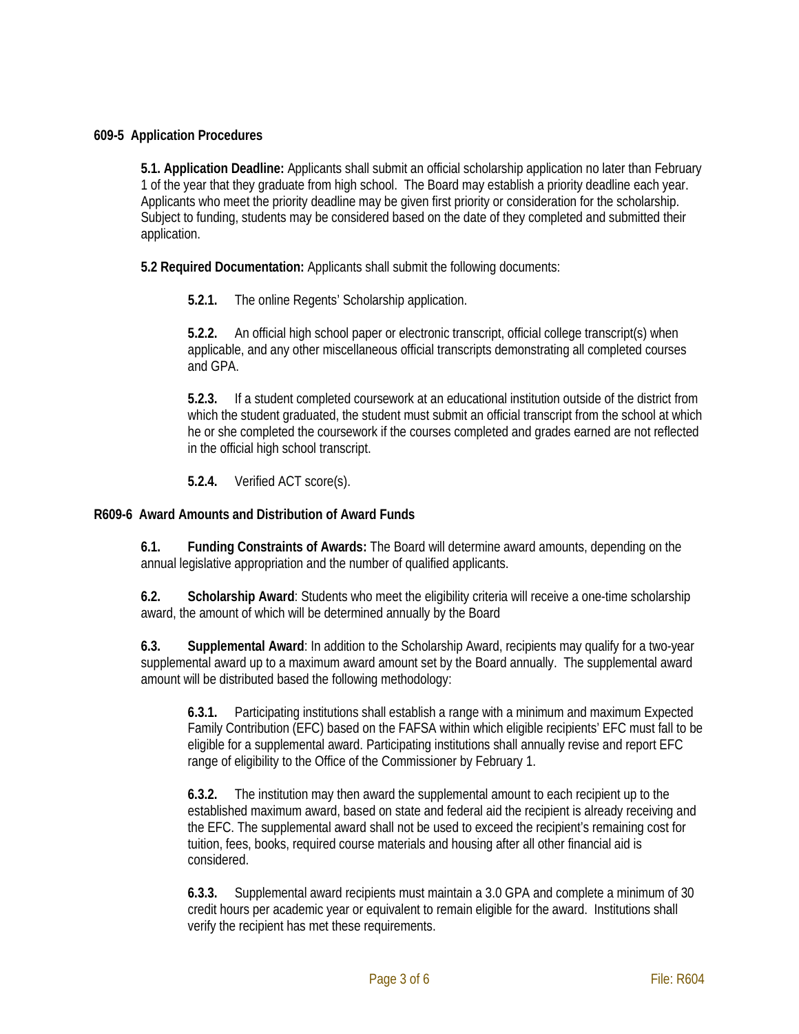### 609-5 Application Procedures

**5.1. Application Deadline:** Applicants shall submit an official scholarship application no later than February 1 of the year that they graduate from high school. The Board may establish a priority deadline each year. Applicants who meet the priority deadline may be given first priority or consideration for the scholarship. Subject to funding, students may be considered based on the date of they completed and submitted their application.

**5.2 Required Documentation:** Applicants shall submit the following documents:

**5.2.1.** The online Regents' Scholarship application.

**5.2.2.** An official high school paper or electronic transcript, official college transcript(s) when applicable, and any other miscellaneous official transcripts demonstrating all completed courses and GPA.

**5.2.3.** If a student completed coursework at an educational institution outside of the district from which the student graduated, the student must submit an official transcript from the school at which he or she completed the coursework if the courses completed and grades earned are not reflected in the official high school transcript.

**5.2.4.** Verified ACT score(s).

### R609-6 Award Amounts and Distribution of Award Funds

**6.1. Funding Constraints of Awards:** The Board will determine award amounts, depending on the annual legislative appropriation and the number of qualified applicants.

**6.2. Scholarship Award**: Students who meet the eligibility criteria will receive a one-time scholarship award, the amount of which will be determined annually by the Board

**6.3. Supplemental Award**: In addition to the Scholarship Award, recipients may qualify for a two-year supplemental award up to a maximum award amount set by the Board annually. The supplemental award amount will be distributed based the following methodology:

**6.3.1.** Participating institutions shall establish a range with a minimum and maximum Expected Family Contribution (EFC) based on the FAFSA within which eligible recipients' EFC must fall to be eligible for a supplemental award. Participating institutions shall annually revise and report EFC range of eligibility to the Office of the Commissioner by February 1.

**6.3.2.** The institution may then award the supplemental amount to each recipient up to the established maximum award, based on state and federal aid the recipient is already receiving and the EFC. The supplemental award shall not be used to exceed the recipient's remaining cost for tuition, fees, books, required course materials and housing after all other financial aid is considered.

**6.3.3.** Supplemental award recipients must maintain a 3.0 GPA and complete a minimum of 30 credit hours per academic year or equivalent to remain eligible for the award. Institutions shall verify the recipient has met these requirements.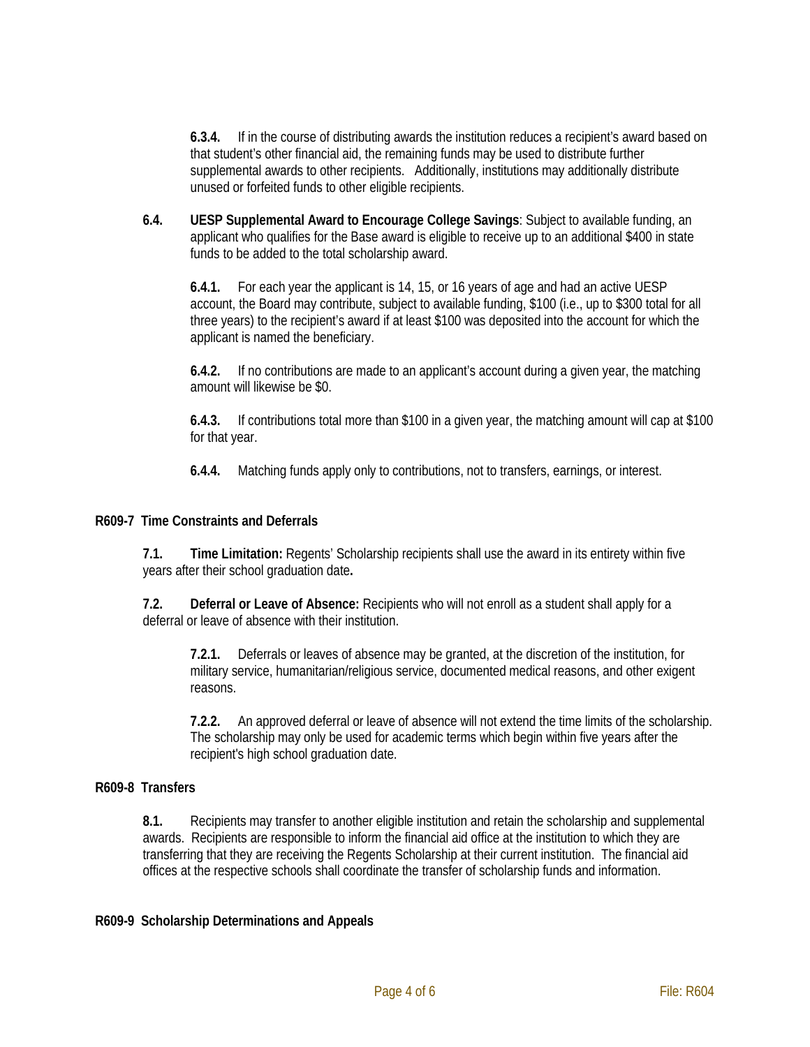**6.3.4.** If in the course of distributing awards the institution reduces a recipient's award based on that student's other financial aid, the remaining funds may be used to distribute further supplemental awards to other recipients. Additionally, institutions may additionally distribute unused or forfeited funds to other eligible recipients.

**6.4. UESP Supplemental Award to Encourage College Savings**: Subject to available funding, an applicant who qualifies for the Base award is eligible to receive up to an additional $400 in state funds to be added to the total scholarship award.

**6.4.1.** For each year the applicant is 14, 15, or 16 years of age and had an active UESP account, the Board may contribute, subject to available funding, $100 (i.e., up to $300 total for all three years) to the recipient's award if at least $100 was deposited into the account for which the applicant is named the beneficiary.

**6.4.2.** If no contributions are made to an applicant's account during a given year, the matching amount will likewise be $0.

**6.4.3.** If contributions total more than $100 in a given year, the matching amount will cap at $100 for that year.

**6.4.4.** Matching funds apply only to contributions, not to transfers, earnings, or interest.

## R609-7 Time Constraints and Deferrals

**7.1. Time Limitation:** Regents' Scholarship recipients shall use the award in its entirety within five years after their school graduation date**.**

**7.2. Deferral or Leave of Absence:** Recipients who will not enroll as a student shall apply for a deferral or leave of absence with their institution.

**7.2.1.** Deferrals or leaves of absence may be granted, at the discretion of the institution, for military service, humanitarian/religious service, documented medical reasons, and other exigent reasons.

**7.2.2.** An approved deferral or leave of absence will not extend the time limits of the scholarship. The scholarship may only be used for academic terms which begin within five years after the recipient's high school graduation date.

## R609-8 Transfers

**8.1.** Recipients may transfer to another eligible institution and retain the scholarship and supplemental awards. Recipients are responsible to inform the financial aid office at the institution to which they are transferring that they are receiving the Regents Scholarship at their current institution. The financial aid offices at the respective schools shall coordinate the transfer of scholarship funds and information.

## R609-9 Scholarship Determinations and Appeals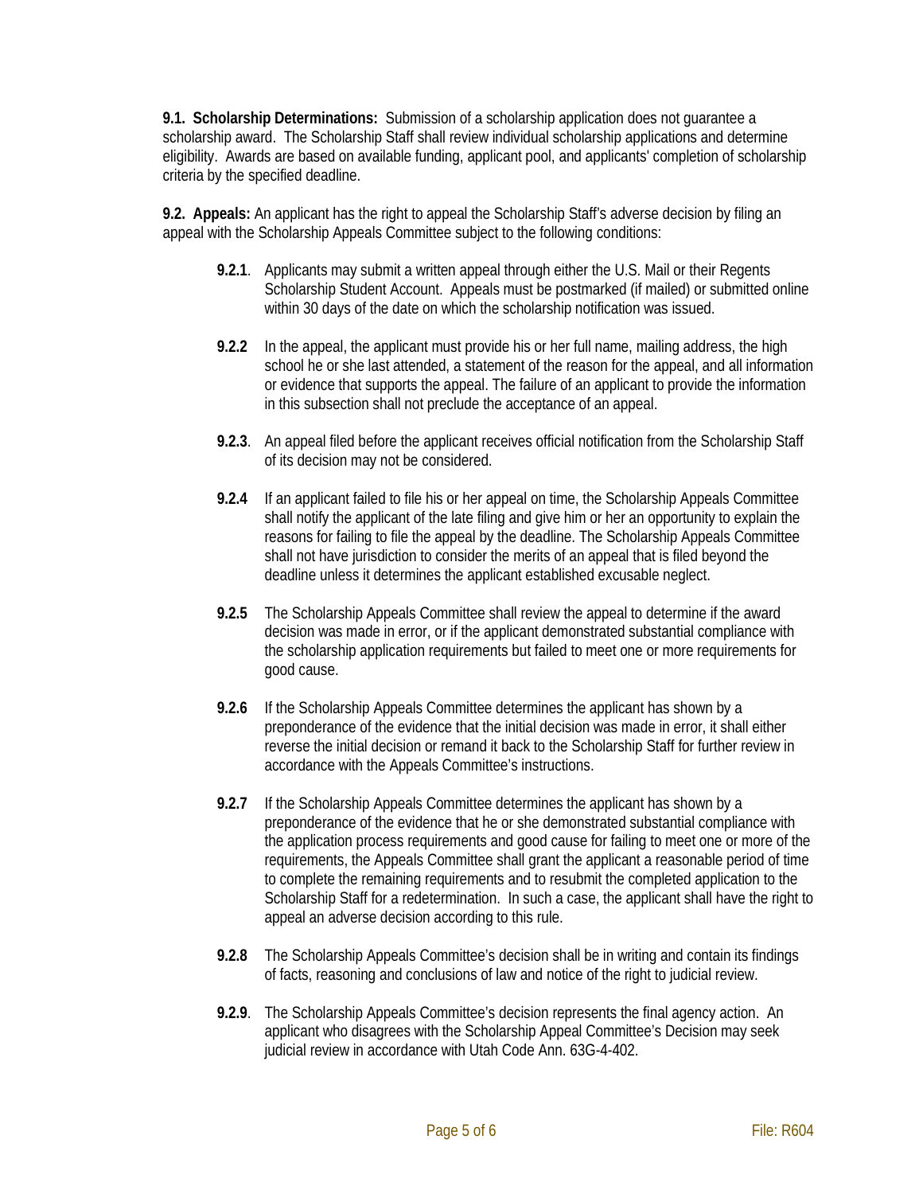**9.1. Scholarship Determinations:** Submission of a scholarship application does not guarantee a scholarship award. The Scholarship Staff shall review individual scholarship applications and determine eligibility. Awards are based on available funding, applicant pool, and applicants' completion of scholarship criteria by the specified deadline.

**9.2. Appeals:** An applicant has the right to appeal the Scholarship Staff's adverse decision by filing an appeal with the Scholarship Appeals Committee subject to the following conditions:

> **9.2.1**. Applicants may submit a written appeal through either the U.S. Mail or their Regents Scholarship Student Account. Appeals must be postmarked (if mailed) or submitted online within 30 days of the date on which the scholarship notification was issued.
>
> **9.2.2** In the appeal, the applicant must provide his or her full name, mailing address, the high school he or she last attended, a statement of the reason for the appeal, and all information or evidence that supports the appeal. The failure of an applicant to provide the information in this subsection shall not preclude the acceptance of an appeal.
>
> **9.2.3**. An appeal filed before the applicant receives official notification from the Scholarship Staff of its decision may not be considered.
>
> **9.2.4** If an applicant failed to file his or her appeal on time, the Scholarship Appeals Committee shall notify the applicant of the late filing and give him or her an opportunity to explain the reasons for failing to file the appeal by the deadline. The Scholarship Appeals Committee shall not have jurisdiction to consider the merits of an appeal that is filed beyond the deadline unless it determines the applicant established excusable neglect.
>
> **9.2.5** The Scholarship Appeals Committee shall review the appeal to determine if the award decision was made in error, or if the applicant demonstrated substantial compliance with the scholarship application requirements but failed to meet one or more requirements for good cause.
>
> **9.2.6** If the Scholarship Appeals Committee determines the applicant has shown by a preponderance of the evidence that the initial decision was made in error, it shall either reverse the initial decision or remand it back to the Scholarship Staff for further review in accordance with the Appeals Committee's instructions.
>
> **9.2.7** If the Scholarship Appeals Committee determines the applicant has shown by a preponderance of the evidence that he or she demonstrated substantial compliance with the application process requirements and good cause for failing to meet one or more of the requirements, the Appeals Committee shall grant the applicant a reasonable period of time to complete the remaining requirements and to resubmit the completed application to the Scholarship Staff for a redetermination. In such a case, the applicant shall have the right to appeal an adverse decision according to this rule.
>
> **9.2.8** The Scholarship Appeals Committee's decision shall be in writing and contain its findings of facts, reasoning and conclusions of law and notice of the right to judicial review.
>
> **9.2.9**. The Scholarship Appeals Committee's decision represents the final agency action. An applicant who disagrees with the Scholarship Appeal Committee's Decision may seek judicial review in accordance with Utah Code Ann. 63G-4-402.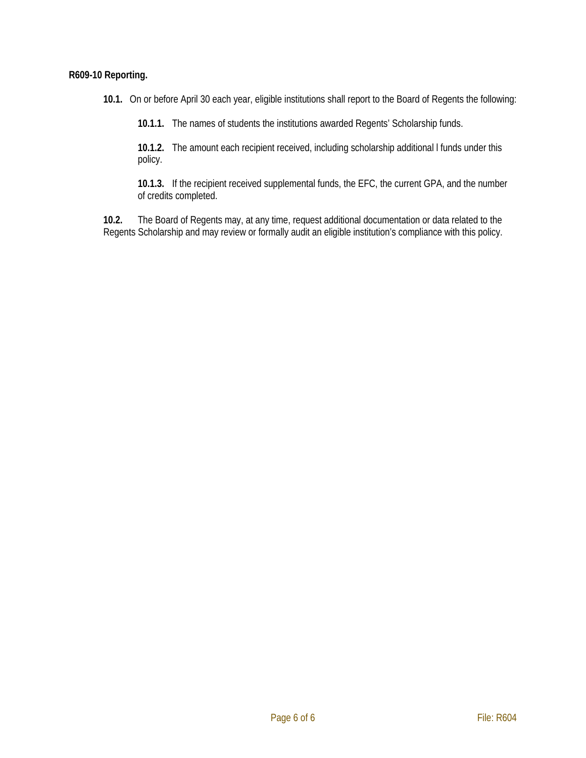**R609-10 Reporting.**

**10.1.** On or before April 30 each year, eligible institutions shall report to the Board of Regents the following:

**10.1.1.** The names of students the institutions awarded Regents' Scholarship funds.

**10.1.2.** The amount each recipient received, including scholarship additional l funds under this policy.

**10.1.3.** If the recipient received supplemental funds, the EFC, the current GPA, and the number of credits completed.

**10.2.** The Board of Regents may, at any time, request additional documentation or data related to the Regents Scholarship and may review or formally audit an eligible institution's compliance with this policy.